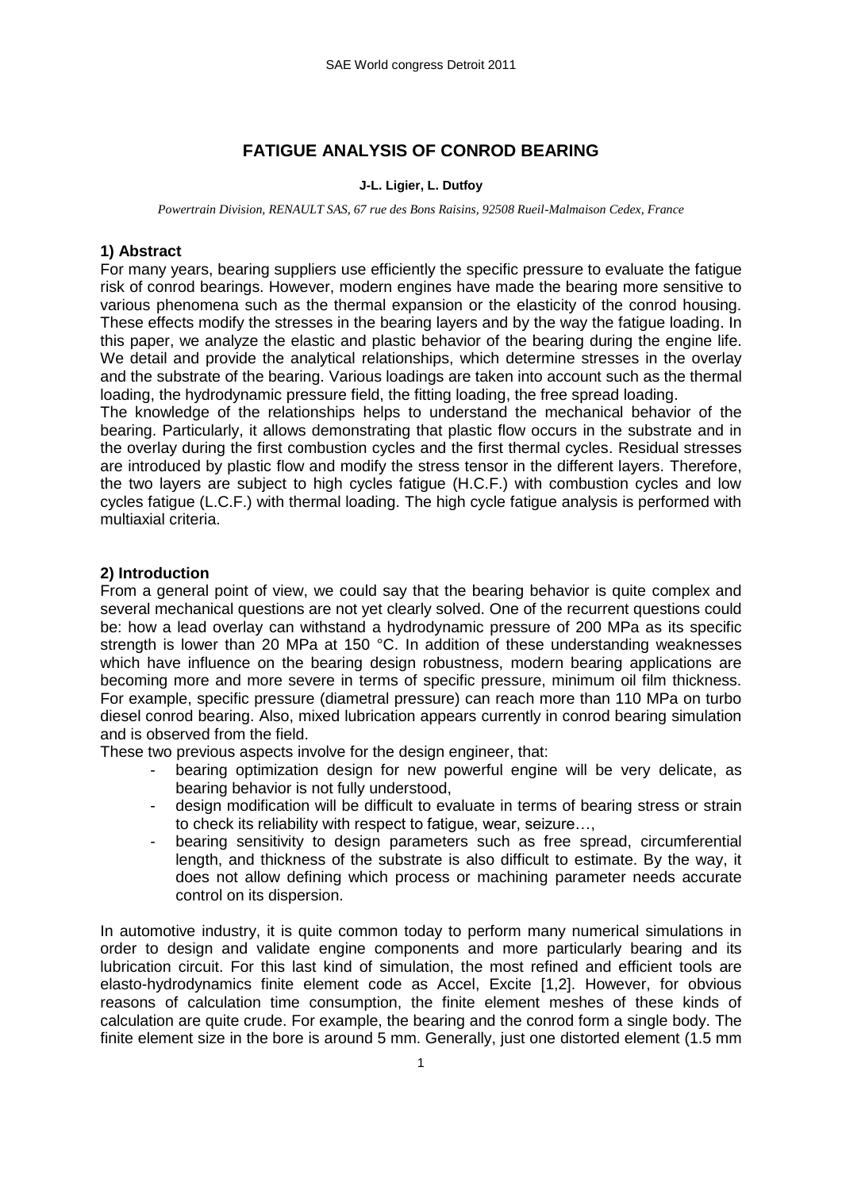# FATIGUE ANALYSIS OF CONROD BEARING

**J-L. Ligier, L. Dutfoy**

*Powertrain Division, RENAULT SAS, 67 rue des Bons Raisins, 92508 Rueil-Malmaison Cedex, France*

## 1) Abstract

For many years, bearing suppliers use efficiently the specific pressure to evaluate the fatigue risk of conrod bearings. However, modern engines have made the bearing more sensitive to various phenomena such as the thermal expansion or the elasticity of the conrod housing. These effects modify the stresses in the bearing layers and by the way the fatigue loading. In this paper, we analyze the elastic and plastic behavior of the bearing during the engine life. We detail and provide the analytical relationships, which determine stresses in the overlay and the substrate of the bearing. Various loadings are taken into account such as the thermal loading, the hydrodynamic pressure field, the fitting loading, the free spread loading.

The knowledge of the relationships helps to understand the mechanical behavior of the bearing. Particularly, it allows demonstrating that plastic flow occurs in the substrate and in the overlay during the first combustion cycles and the first thermal cycles. Residual stresses are introduced by plastic flow and modify the stress tensor in the different layers. Therefore, the two layers are subject to high cycles fatigue (H.C.F.) with combustion cycles and low cycles fatigue (L.C.F.) with thermal loading. The high cycle fatigue analysis is performed with multiaxial criteria.

## 2) Introduction

From a general point of view, we could say that the bearing behavior is quite complex and several mechanical questions are not yet clearly solved. One of the recurrent questions could be: how a lead overlay can withstand a hydrodynamic pressure of 200 MPa as its specific strength is lower than 20 MPa at 150 °C. In addition of these understanding weaknesses which have influence on the bearing design robustness, modern bearing applications are becoming more and more severe in terms of specific pressure, minimum oil film thickness. For example, specific pressure (diametral pressure) can reach more than 110 MPa on turbo diesel conrod bearing. Also, mixed lubrication appears currently in conrod bearing simulation and is observed from the field.

These two previous aspects involve for the design engineer, that:

- bearing optimization design for new powerful engine will be very delicate, as bearing behavior is not fully understood,
- design modification will be difficult to evaluate in terms of bearing stress or strain to check its reliability with respect to fatigue, wear, seizure…,
- bearing sensitivity to design parameters such as free spread, circumferential length, and thickness of the substrate is also difficult to estimate. By the way, it does not allow defining which process or machining parameter needs accurate control on its dispersion.

In automotive industry, it is quite common today to perform many numerical simulations in order to design and validate engine components and more particularly bearing and its lubrication circuit. For this last kind of simulation, the most refined and efficient tools are elasto-hydrodynamics finite element code as Accel, Excite [1,2]. However, for obvious reasons of calculation time consumption, the finite element meshes of these kinds of calculation are quite crude. For example, the bearing and the conrod form a single body. The finite element size in the bore is around 5 mm. Generally, just one distorted element (1.5 mm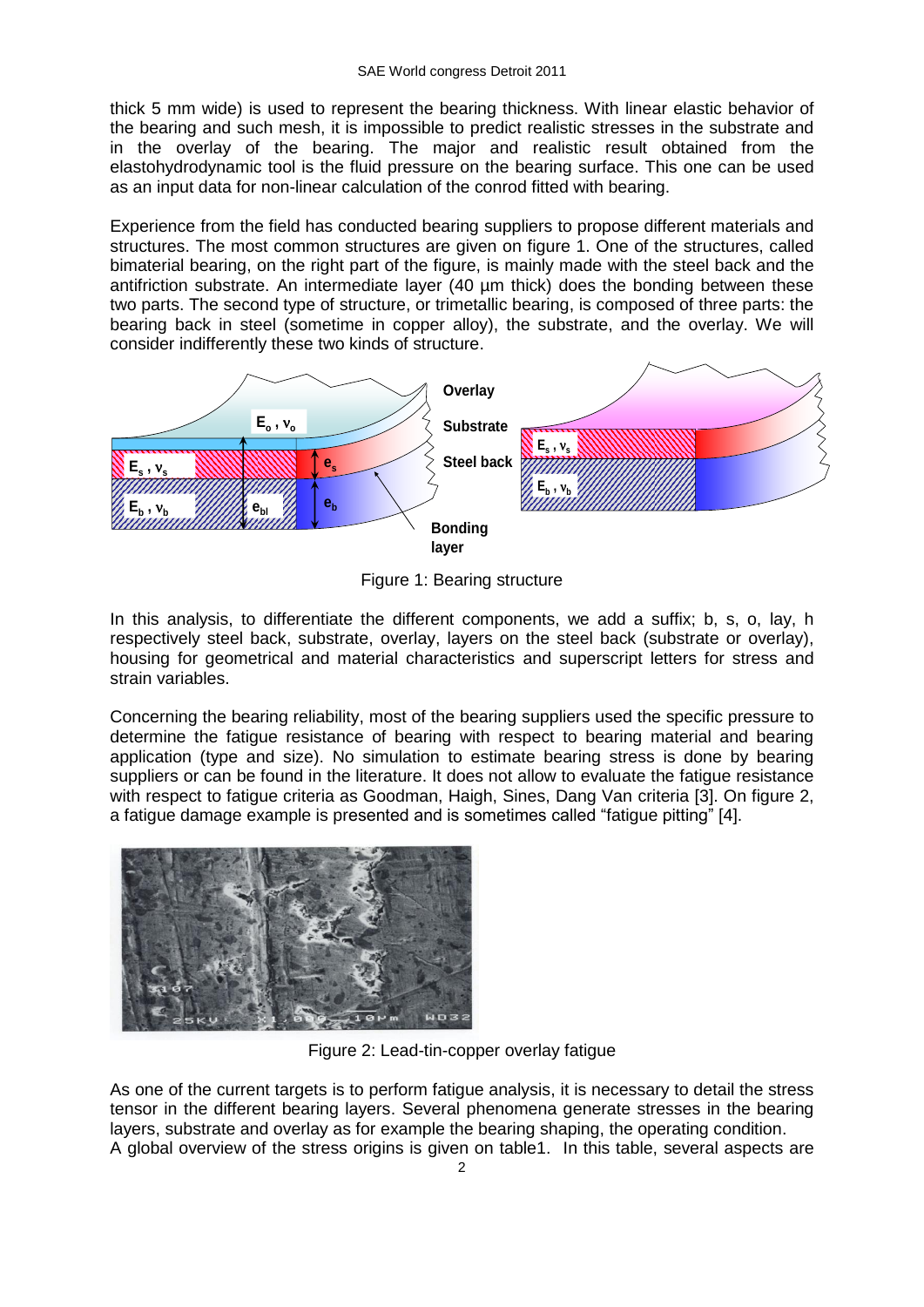thick 5 mm wide) is used to represent the bearing thickness. With linear elastic behavior of the bearing and such mesh, it is impossible to predict realistic stresses in the substrate and in the overlay of the bearing. The major and realistic result obtained from the elastohydrodynamic tool is the fluid pressure on the bearing surface. This one can be used as an input data for non-linear calculation of the conrod fitted with bearing.

Experience from the field has conducted bearing suppliers to propose different materials and structures. The most common structures are given on figure 1. One of the structures, called bimaterial bearing, on the right part of the figure, is mainly made with the steel back and the antifriction substrate. An intermediate layer (40 µm thick) does the bonding between these two parts. The second type of structure, or trimetallic bearing, is composed of three parts: the bearing back in steel (sometime in copper alloy), the substrate, and the overlay. We will consider indifferently these two kinds of structure.

Figure 1: Bearing structure

In this analysis, to differentiate the different components, we add a suffix; b, s, o, lay, h respectively steel back, substrate, overlay, layers on the steel back (substrate or overlay), housing for geometrical and material characteristics and superscript letters for stress and strain variables.

Concerning the bearing reliability, most of the bearing suppliers used the specific pressure to determine the fatigue resistance of bearing with respect to bearing material and bearing application (type and size). No simulation to estimate bearing stress is done by bearing suppliers or can be found in the literature. It does not allow to evaluate the fatigue resistance with respect to fatigue criteria as Goodman, Haigh, Sines, Dang Van criteria [3]. On figure 2, a fatigue damage example is presented and is sometimes called "fatigue pitting" [4].

Figure 2: Lead-tin-copper overlay fatigue

As one of the current targets is to perform fatigue analysis, it is necessary to detail the stress tensor in the different bearing layers. Several phenomena generate stresses in the bearing layers, substrate and overlay as for example the bearing shaping, the operating condition.
A global overview of the stress origins is given on table1. In this table, several aspects are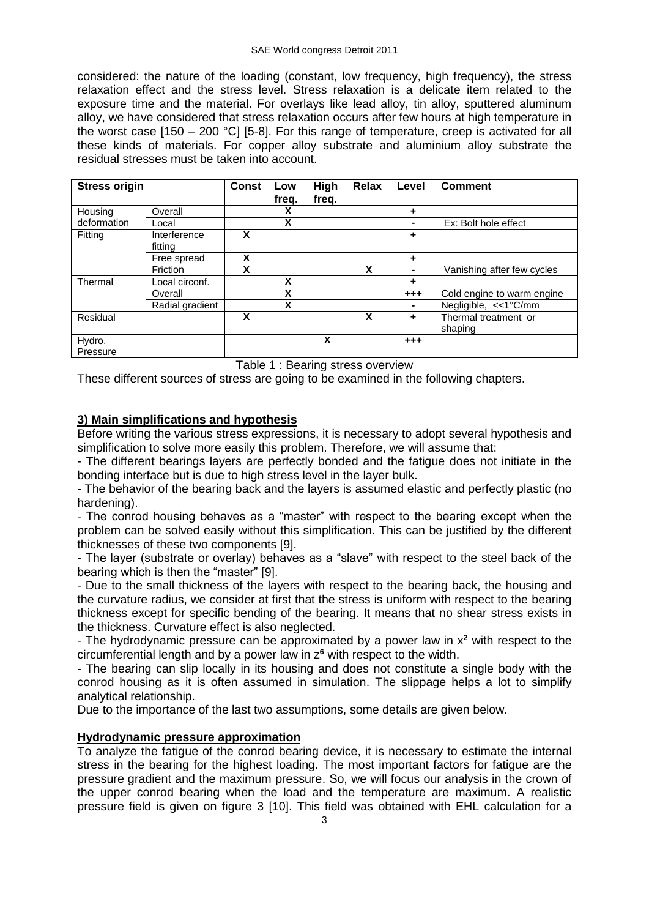considered: the nature of the loading (constant, low frequency, high frequency), the stress relaxation effect and the stress level. Stress relaxation is a delicate item related to the exposure time and the material. For overlays like lead alloy, tin alloy, sputtered aluminum alloy, we have considered that stress relaxation occurs after few hours at high temperature in the worst case [150 – 200 °C] [5-8]. For this range of temperature, creep is activated for all these kinds of materials. For copper alloy substrate and aluminium alloy substrate the residual stresses must be taken into account.

| Stress origin | | Const | Low freq. | High freq. | Relax | Level | Comment |
|---|---|---|---|---|---|---|---|
| Housing deformation | Overall | | X | | | + | |
| | Local | | X | | | - | Ex: Bolt hole effect |
| Fitting | Interference fitting | X | | | | + | |
| | Free spread | X | | | | + | |
| | Friction | X | | | X | - | Vanishing after few cycles |
| Thermal | Local circonf. | | X | | | + | |
| | Overall | | X | | | +++ | Cold engine to warm engine |
| | Radial gradient | | X | | | - | Negligible, <<1°C/mm |
| Residual | | X | | | X | + | Thermal treatment or shaping |
| Hydro. Pressure | | | | X | | +++ | |

Table 1 : Bearing stress overview

These different sources of stress are going to be examined in the following chapters.

## 3) Main simplifications and hypothesis

Before writing the various stress expressions, it is necessary to adopt several hypothesis and simplification to solve more easily this problem. Therefore, we will assume that:

- The different bearings layers are perfectly bonded and the fatigue does not initiate in the bonding interface but is due to high stress level in the layer bulk.
- The behavior of the bearing back and the layers is assumed elastic and perfectly plastic (no hardening).
- The conrod housing behaves as a "master" with respect to the bearing except when the problem can be solved easily without this simplification. This can be justified by the different thicknesses of these two components [9].
- The layer (substrate or overlay) behaves as a "slave" with respect to the steel back of the bearing which is then the "master" [9].
- Due to the small thickness of the layers with respect to the bearing back, the housing and the curvature radius, we consider at first that the stress is uniform with respect to the bearing thickness except for specific bending of the bearing. It means that no shear stress exists in the thickness. Curvature effect is also neglected.
- The hydrodynamic pressure can be approximated by a power law in $x^2$ with respect to the circumferential length and by a power law in $z^6$ with respect to the width.
- The bearing can slip locally in its housing and does not constitute a single body with the conrod housing as it is often assumed in simulation. The slippage helps a lot to simplify analytical relationship.

Due to the importance of the last two assumptions, some details are given below.

### Hydrodynamic pressure approximation

To analyze the fatigue of the conrod bearing device, it is necessary to estimate the internal stress in the bearing for the highest loading. The most important factors for fatigue are the pressure gradient and the maximum pressure. So, we will focus our analysis in the crown of the upper conrod bearing when the load and the temperature are maximum. A realistic pressure field is given on figure 3 [10]. This field was obtained with EHL calculation for a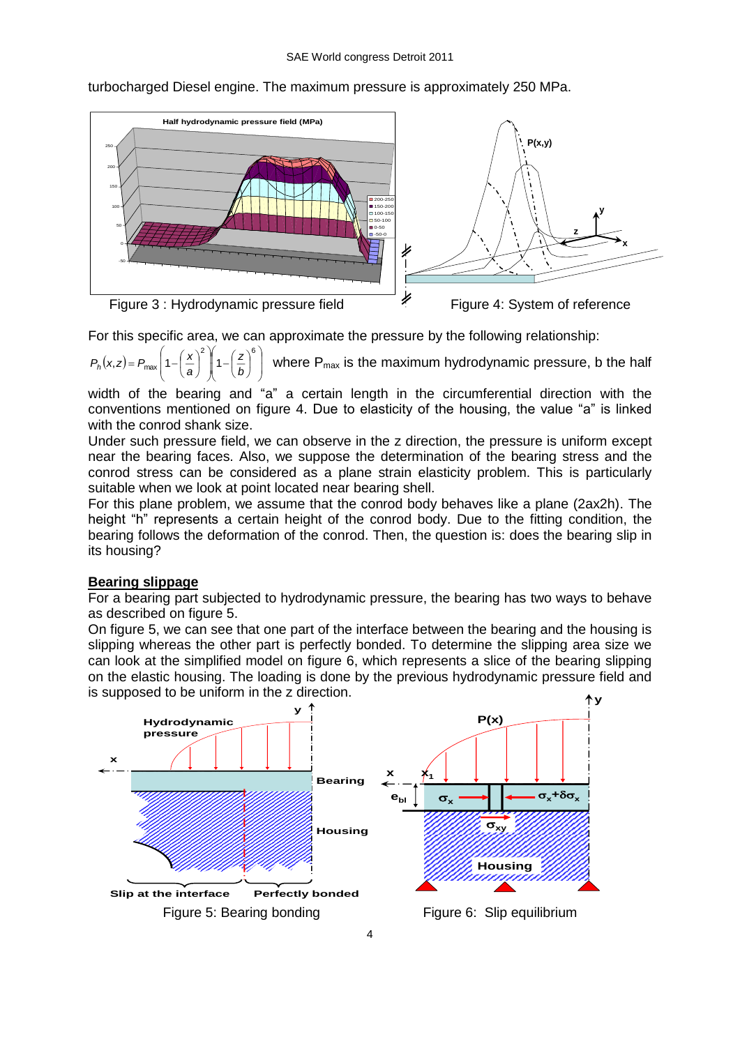turbocharged Diesel engine. The maximum pressure is approximately 250 MPa.

Figure 3 : Hydrodynamic pressure field

Figure 4: System of reference

For this specific area, we can approximate the pressure by the following relationship:

$P_h(x,z) = P_{max}\left(1-\left(\frac{x}{a}\right)^2\right)\left(1-\left(\frac{z}{b}\right)^6\right)$ where $P_{max}$ is the maximum hydrodynamic pressure, b the half width of the bearing and "a" a certain length in the circumferential direction with the conventions mentioned on figure 4. Due to elasticity of the housing, the value "a" is linked with the conrod shank size.

Under such pressure field, we can observe in the z direction, the pressure is uniform except near the bearing faces. Also, we suppose the determination of the bearing stress and the conrod stress can be considered as a plane strain elasticity problem. This is particularly suitable when we look at point located near bearing shell.

For this plane problem, we assume that the conrod body behaves like a plane (2ax2h). The height "h" represents a certain height of the conrod body. Due to the fitting condition, the bearing follows the deformation of the conrod. Then, the question is: does the bearing slip in its housing?

**Bearing slippage**

For a bearing part subjected to hydrodynamic pressure, the bearing has two ways to behave as described on figure 5.

On figure 5, we can see that one part of the interface between the bearing and the housing is slipping whereas the other part is perfectly bonded. To determine the slipping area size we can look at the simplified model on figure 6, which represents a slice of the bearing slipping on the elastic housing. The loading is done by the previous hydrodynamic pressure field and is supposed to be uniform in the z direction.

Figure 5: Bearing bonding

Figure 6: Slip equilibrium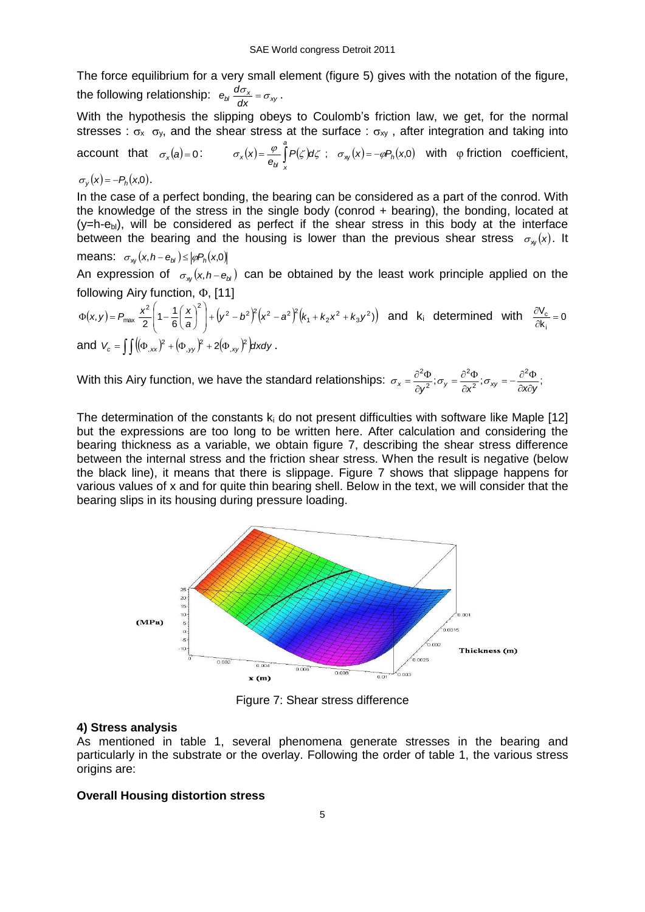The force equilibrium for a very small element (figure 5) gives with the notation of the figure, the following relationship: $e_{bl}\dfrac{d\sigma_x}{dx}=\sigma_{xy}$.

With the hypothesis the slipping obeys to Coulomb's friction law, we get, for the normal stresses : $\sigma_x$ $\sigma_y$, and the shear stress at the surface : $\sigma_{xy}$ , after integration and taking into account that $\sigma_x(a)=0$: $\sigma_x(x)=\dfrac{\varphi}{e_{bl}}\displaystyle\int_x^a P(\zeta)d\zeta$ ; $\sigma_{xy}(x)=-\varphi P_h(x,0)$ with $\varphi$ friction coefficient, $\sigma_y(x)=-P_h(x,0)$.

In the case of a perfect bonding, the bearing can be considered as a part of the conrod. With the knowledge of the stress in the single body (conrod + bearing), the bonding, located at ($y=h-e_{bl}$), will be considered as perfect if the shear stress in this body at the interface between the bearing and the housing is lower than the previous shear stress $\sigma_{xy}(x)$. It means: $\sigma_{xy}(x,h-e_{bl})\leq|\varphi P_h(x,0)|$

An expression of $\sigma_{xy}(x,h-e_{bl})$ can be obtained by the least work principle applied on the following Airy function, $\Phi$, [11]

$$\Phi(x,y)=P_{max}\frac{x^2}{2}\left(1-\frac{1}{6}\left(\frac{x}{a}\right)^2\right)+\left(y^2-b^2\right)^2\left(x^2-a^2\right)^2\left(k_1+k_2x^2+k_3y^2\right)$$ and $k_i$ determined with $\dfrac{\partial V_c}{\partial k_i}=0$

and $V_c=\displaystyle\int\int\left(\left(\Phi_{,xx}\right)^2+\left(\Phi_{,yy}\right)^2+2\left(\Phi_{,xy}\right)^2\right)dxdy$.

With this Airy function, we have the standard relationships: $\sigma_x=\dfrac{\partial^2\Phi}{\partial y^2};\sigma_y=\dfrac{\partial^2\Phi}{\partial x^2};\sigma_{xy}=-\dfrac{\partial^2\Phi}{\partial x\partial y};$

The determination of the constants $k_i$ do not present difficulties with software like Maple [12] but the expressions are too long to be written here. After calculation and considering the bearing thickness as a variable, we obtain figure 7, describing the shear stress difference between the internal stress and the friction shear stress. When the result is negative (below the black line), it means that there is slippage. Figure 7 shows that slippage happens for various values of x and for quite thin bearing shell. Below in the text, we will consider that the bearing slips in its housing during pressure loading.

Figure 7: Shear stress difference

## 4) Stress analysis

As mentioned in table 1, several phenomena generate stresses in the bearing and particularly in the substrate or the overlay. Following the order of table 1, the various stress origins are:

### Overall Housing distortion stress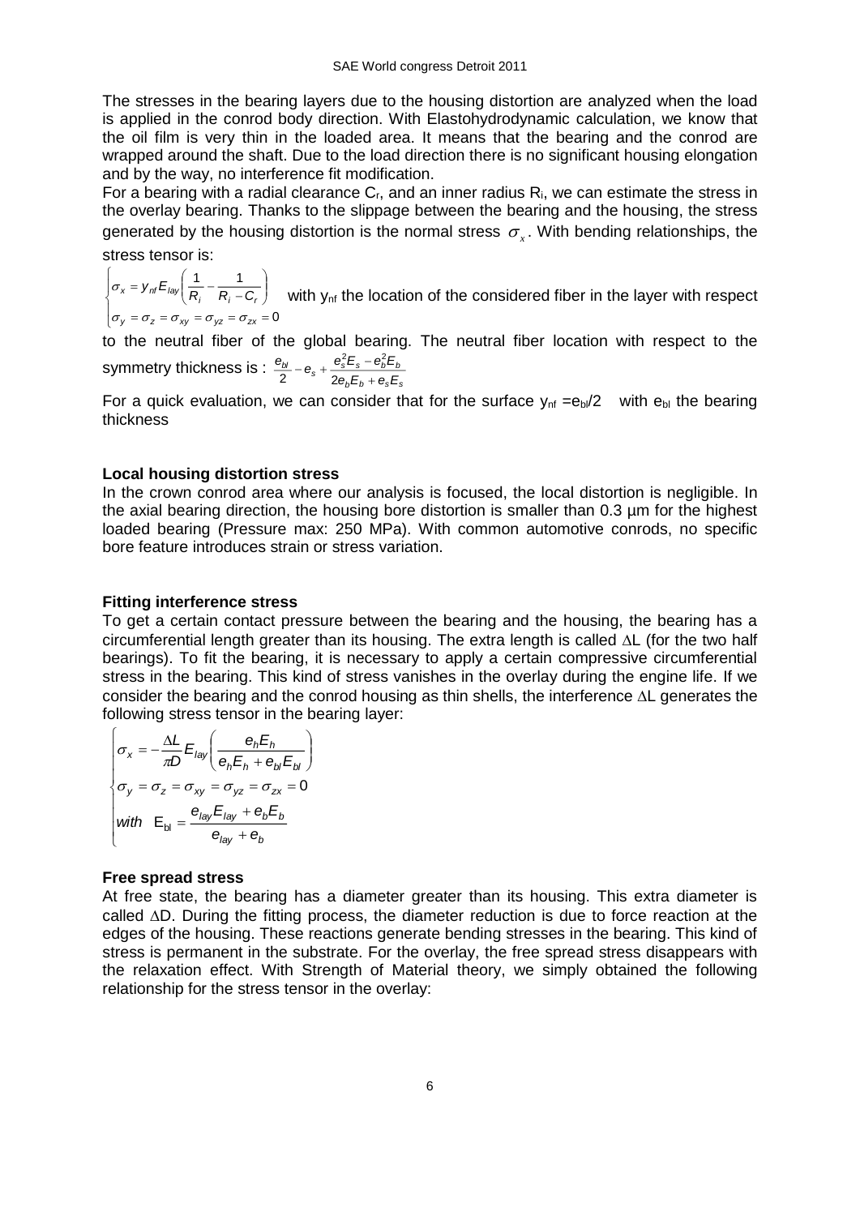The stresses in the bearing layers due to the housing distortion are analyzed when the load is applied in the conrod body direction. With Elastohydrodynamic calculation, we know that the oil film is very thin in the loaded area. It means that the bearing and the conrod are wrapped around the shaft. Due to the load direction there is no significant housing elongation and by the way, no interference fit modification.

For a bearing with a radial clearance $C_r$, and an inner radius $R_i$, we can estimate the stress in the overlay bearing. Thanks to the slippage between the bearing and the housing, the stress generated by the housing distortion is the normal stress $\sigma_x$. With bending relationships, the stress tensor is:

$$\begin{cases} \sigma_x = y_{nf} E_{lay} \left( \dfrac{1}{R_i} - \dfrac{1}{R_i - C_r} \right) \\ \sigma_y = \sigma_z = \sigma_{xy} = \sigma_{yz} = \sigma_{zx} = 0 \end{cases}$$

with $y_{nf}$ the location of the considered fiber in the layer with respect to the neutral fiber of the global bearing. The neutral fiber location with respect to the symmetry thickness is : $\frac{e_{bl}}{2} - e_s + \frac{e_s^2 E_s - e_b^2 E_b}{2 e_b E_b + e_s E_s}$

For a quick evaluation, we can consider that for the surface $y_{nf} = e_{bl}/2$ with $e_{bl}$ the bearing thickness

### Local housing distortion stress

In the crown conrod area where our analysis is focused, the local distortion is negligible. In the axial bearing direction, the housing bore distortion is smaller than 0.3 µm for the highest loaded bearing (Pressure max: 250 MPa). With common automotive conrods, no specific bore feature introduces strain or stress variation.

### Fitting interference stress

To get a certain contact pressure between the bearing and the housing, the bearing has a circumferential length greater than its housing. The extra length is called $\Delta L$ (for the two half bearings). To fit the bearing, it is necessary to apply a certain compressive circumferential stress in the bearing. This kind of stress vanishes in the overlay during the engine life. If we consider the bearing and the conrod housing as thin shells, the interference $\Delta L$ generates the following stress tensor in the bearing layer:

$$\begin{cases} \sigma_x = -\dfrac{\Delta L}{\pi D} E_{lay} \left( \dfrac{e_h E_h}{e_h E_h + e_{bl} E_{bl}} \right) \\ \sigma_y = \sigma_z = \sigma_{xy} = \sigma_{yz} = \sigma_{zx} = 0 \\ \text{with} \quad E_{bl} = \dfrac{e_{lay} E_{lay} + e_b E_b}{e_{lay} + e_b} \end{cases}$$

### Free spread stress

At free state, the bearing has a diameter greater than its housing. This extra diameter is called $\Delta D$. During the fitting process, the diameter reduction is due to force reaction at the edges of the housing. These reactions generate bending stresses in the bearing. This kind of stress is permanent in the substrate. For the overlay, the free spread stress disappears with the relaxation effect. With Strength of Material theory, we simply obtained the following relationship for the stress tensor in the overlay: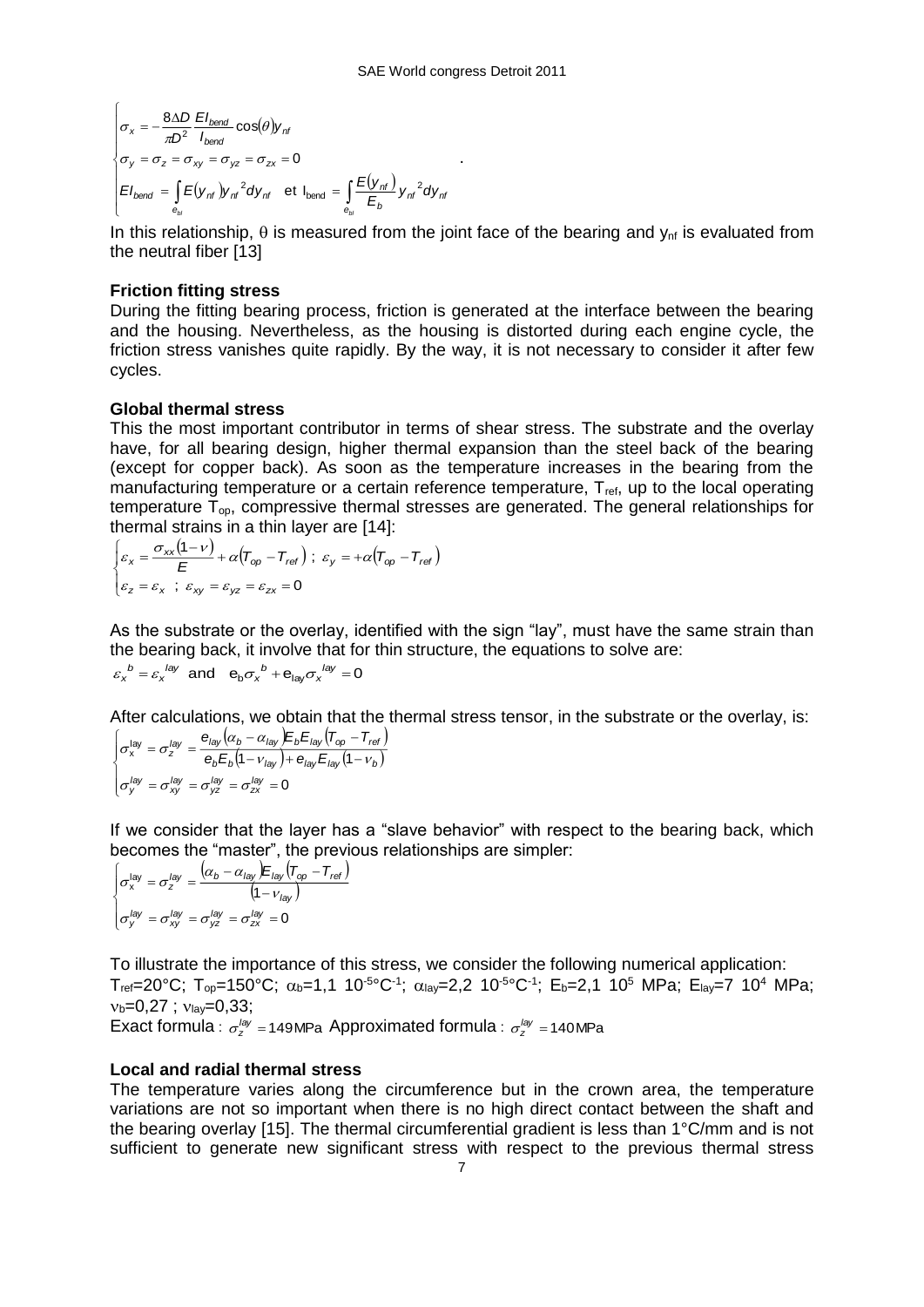$$\begin{cases} \sigma_x = -\dfrac{8\Delta D}{\pi D^2}\dfrac{EI_{bend}}{I_{bend}}\cos(\theta) y_{nf} \\ \sigma_y = \sigma_z = \sigma_{xy} = \sigma_{yz} = \sigma_{zx} = 0 \\ EI_{bend} = \displaystyle\int_{e_{bl}} E(y_{nf}) y_{nf}^{\ 2} dy_{nf} \quad \text{et } I_{bend} = \int_{e_{bl}} \frac{E(y_{nf})}{E_b} y_{nf}^{\ 2} dy_{nf} \end{cases} .$$

In this relationship, $\theta$ is measured from the joint face of the bearing and $y_{nf}$ is evaluated from the neutral fiber [13]

**Friction fitting stress**

During the fitting bearing process, friction is generated at the interface between the bearing and the housing. Nevertheless, as the housing is distorted during each engine cycle, the friction stress vanishes quite rapidly. By the way, it is not necessary to consider it after few cycles.

**Global thermal stress**

This the most important contributor in terms of shear stress. The substrate and the overlay have, for all bearing design, higher thermal expansion than the steel back of the bearing (except for copper back). As soon as the temperature increases in the bearing from the manufacturing temperature or a certain reference temperature, $T_{ref}$, up to the local operating temperature $T_{op}$, compressive thermal stresses are generated. The general relationships for thermal strains in a thin layer are [14]:

$$\begin{cases} \varepsilon_x = \dfrac{\sigma_{xx}(1-\nu)}{E} + \alpha(T_{op} - T_{ref}) \ ; \ \varepsilon_y = +\alpha(T_{op} - T_{ref}) \\ \varepsilon_z = \varepsilon_x \ ; \ \varepsilon_{xy} = \varepsilon_{yz} = \varepsilon_{zx} = 0 \end{cases}$$

As the substrate or the overlay, identified with the sign "lay", must have the same strain than the bearing back, it involve that for thin structure, the equations to solve are:

$\varepsilon_x^{\ b} = \varepsilon_x^{\ lay}$ and $e_b \sigma_x^{\ b} + e_{lay} \sigma_x^{\ lay} = 0$

After calculations, we obtain that the thermal stress tensor, in the substrate or the overlay, is:

$$\begin{cases} \sigma_x^{lay} = \sigma_z^{lay} = \dfrac{e_{lay}(\alpha_b - \alpha_{lay}) E_b E_{lay}(T_{op} - T_{ref})}{e_b E_b (1-\nu_{lay}) + e_{lay} E_{lay}(1-\nu_b)} \\ \sigma_y^{lay} = \sigma_{xy}^{lay} = \sigma_{yz}^{lay} = \sigma_{zx}^{lay} = 0 \end{cases}$$

If we consider that the layer has a "slave behavior" with respect to the bearing back, which becomes the "master", the previous relationships are simpler:

$$\begin{cases} \sigma_x^{lay} = \sigma_z^{lay} = \dfrac{(\alpha_b - \alpha_{lay}) E_{lay}(T_{op} - T_{ref})}{(1-\nu_{lay})} \\ \sigma_y^{lay} = \sigma_{xy}^{lay} = \sigma_{yz}^{lay} = \sigma_{zx}^{lay} = 0 \end{cases}$$

To illustrate the importance of this stress, we consider the following numerical application: $T_{ref}$=20°C; $T_{op}$=150°C; $\alpha_b$=1,1 $10^{-5}$°C$^{-1}$; $\alpha_{lay}$=2,2 $10^{-5}$°C$^{-1}$; $E_b$=2,1 $10^5$ MPa; $E_{lay}$=7 $10^4$ MPa; $\nu_b$=0,27 ; $\nu_{lay}$=0,33;

Exact formula : $\sigma_z^{lay} = 149$ MPa Approximated formula : $\sigma_z^{lay} = 140$ MPa

**Local and radial thermal stress**

The temperature varies along the circumference but in the crown area, the temperature variations are not so important when there is no high direct contact between the shaft and the bearing overlay [15]. The thermal circumferential gradient is less than 1°C/mm and is not sufficient to generate new significant stress with respect to the previous thermal stress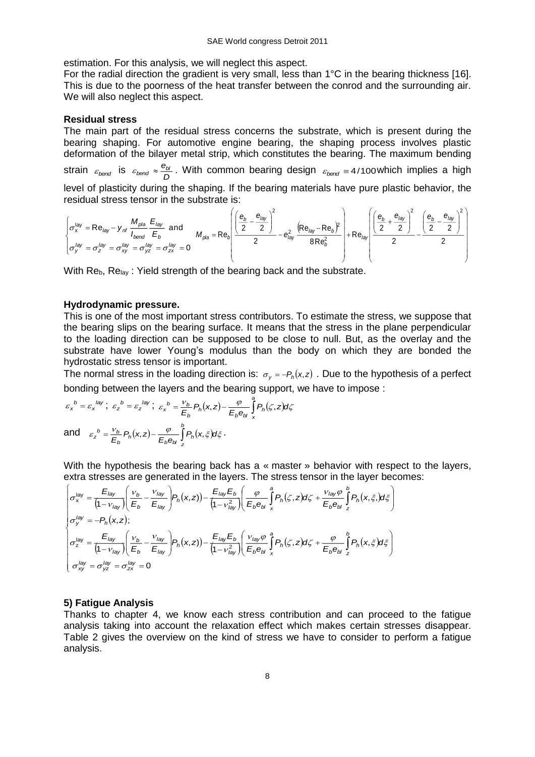estimation. For this analysis, we will neglect this aspect.

For the radial direction the gradient is very small, less than 1°C in the bearing thickness [16]. This is due to the poorness of the heat transfer between the conrod and the surrounding air. We will also neglect this aspect.

**Residual stress**

The main part of the residual stress concerns the substrate, which is present during the bearing shaping. For automotive engine bearing, the shaping process involves plastic deformation of the bilayer metal strip, which constitutes the bearing. The maximum bending strain $\varepsilon_{bend}$ is $\varepsilon_{bend} \approx \frac{e_{bl}}{D}$. With common bearing design $\varepsilon_{bend} \equiv 4/100$ which implies a high level of plasticity during the shaping. If the bearing materials have pure plastic behavior, the residual stress tensor in the substrate is:

$$\begin{cases} \sigma_x^{lay} = \mathrm{Re}_{lay} - y_{nf}\dfrac{M_{pla}}{I_{bend}}\dfrac{E_{lay}}{E_b} \text{ and} \\ \sigma_y^{lay} = \sigma_z^{lay} = \sigma_{xy}^{lay} = \sigma_{yz}^{lay} = \sigma_{zx}^{lay} = 0 \end{cases} \quad M_{pla} = \mathrm{Re}_b\left(\frac{\left(\dfrac{e_b}{2} - \dfrac{e_{lay}}{2}\right)^2}{2} - e_{lay}^2\frac{\left(\mathrm{Re}_{lay} - \mathrm{Re}_b\right)^2}{8\mathrm{Re}_b^2}\right) + \mathrm{Re}_{lay}\left(\frac{\left(\dfrac{e_b}{2} + \dfrac{e_{lay}}{2}\right)^2}{2} - \frac{\left(\dfrac{e_b}{2} - \dfrac{e_{lay}}{2}\right)^2}{2}\right)$$

With $\mathrm{Re}_b$, $\mathrm{Re}_{lay}$ : Yield strength of the bearing back and the substrate.

**Hydrodynamic pressure.**

This is one of the most important stress contributors. To estimate the stress, we suppose that the bearing slips on the bearing surface. It means that the stress in the plane perpendicular to the loading direction can be supposed to be close to null. But, as the overlay and the substrate have lower Young's modulus than the body on which they are bonded the hydrostatic stress tensor is important.

The normal stress in the loading direction is: $\sigma_y = -P_h(x,z)$ . Due to the hypothesis of a perfect bonding between the layers and the bearing support, we have to impose :

$$\varepsilon_x^{\,b} = \varepsilon_x^{\,lay}\,;\; \varepsilon_z^{\,b} = \varepsilon_z^{\,lay}\,;\; \varepsilon_x^{\,b} = \frac{\nu_b}{E_b}P_h(x,z) - \frac{\varphi}{E_b e_{bl}}\int_x^a P_h(\zeta,z)d\zeta$$

and $\varepsilon_z^{\,b} = \dfrac{\nu_b}{E_b}P_h(x,z) - \dfrac{\varphi}{E_b e_{bl}}\displaystyle\int_z^b P_h(x,\xi)d\xi$ .

With the hypothesis the bearing back has a « master » behavior with respect to the layers, extra stresses are generated in the layers. The stress tensor in the layer becomes:

$$\begin{cases} \sigma_x^{lay} = \dfrac{E_{lay}}{\left(1-\nu_{lay}\right)}\left(\dfrac{\nu_b}{E_b} - \dfrac{\nu_{lay}}{E_{lay}}\right)P_h(x,z)) - \dfrac{E_{lay}E_b}{\left(1-\nu_{lay}^2\right)}\left(\dfrac{\varphi}{E_b e_{bl}}\displaystyle\int_x^a P_h(\zeta,z)d\zeta + \dfrac{\nu_{lay}\varphi}{E_b e_{bl}}\displaystyle\int_z^b P_h(x,\xi)d\xi\right) \\ \sigma_y^{lay} = -P_h(x,z); \\ \sigma_z^{lay} = \dfrac{E_{lay}}{\left(1-\nu_{lay}\right)}\left(\dfrac{\nu_b}{E_b} - \dfrac{\nu_{lay}}{E_{lay}}\right)P_h(x,z)) - \dfrac{E_{lay}E_b}{\left(1-\nu_{lay}^2\right)}\left(\dfrac{\nu_{lay}\varphi}{E_b e_{bl}}\displaystyle\int_x^a P_h(\zeta,z)d\zeta + \dfrac{\varphi}{E_b e_{bl}}\displaystyle\int_z^b P_h(x,\xi)d\xi\right) \\ \sigma_{xy}^{lay} = \sigma_{yz}^{lay} = \sigma_{zx}^{lay} = 0 \end{cases}$$

## 5) Fatigue Analysis

Thanks to chapter 4, we know each stress contribution and can proceed to the fatigue analysis taking into account the relaxation effect which makes certain stresses disappear. Table 2 gives the overview on the kind of stress we have to consider to perform a fatigue analysis.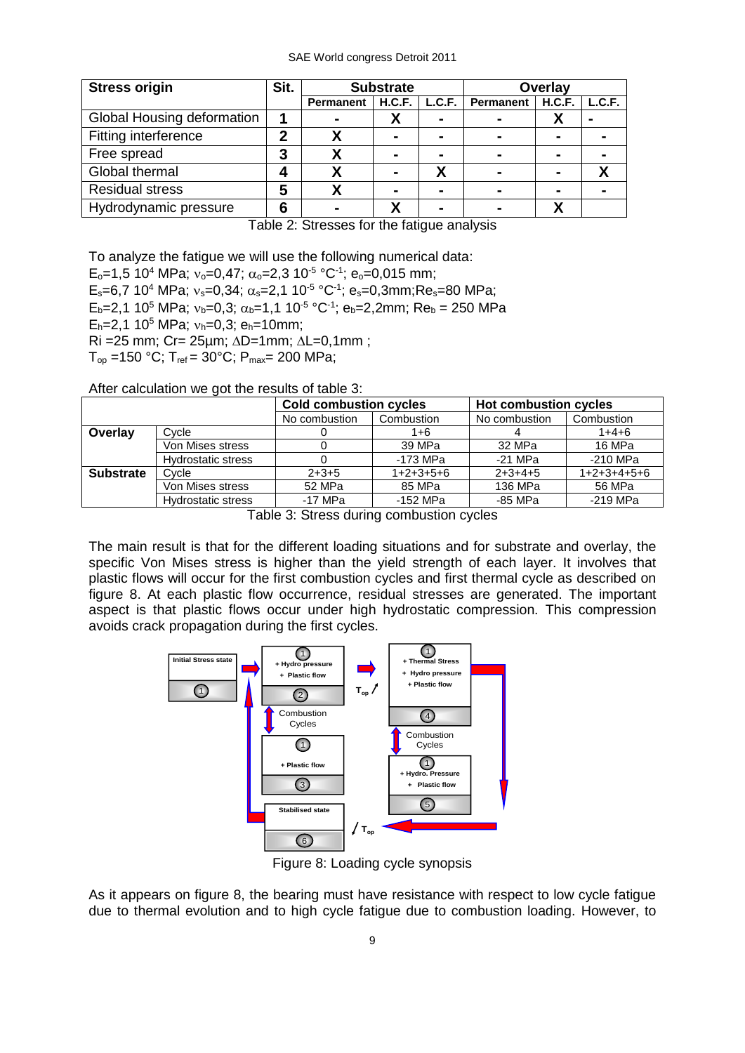| Stress origin | Sit. | Substrate | | | Overlay | | |
|---|---|---|---|---|---|---|---|
| | | Permanent | H.C.F. | L.C.F. | Permanent | H.C.F. | L.C.F. |
| Global Housing deformation | 1 | - | X | - | - | X | - |
| Fitting interference | 2 | X | - | - | - | - | - |
| Free spread | 3 | X | - | - | - | - | - |
| Global thermal | 4 | X | - | X | - | - | X |
| Residual stress | 5 | X | - | - | - | - | - |
| Hydrodynamic pressure | 6 | - | X | - | - | X | |

Table 2: Stresses for the fatigue analysis

To analyze the fatigue we will use the following numerical data:

$E_o$=1,5 $10^4$ MPa; $\nu_o$=0,47; $\alpha_o$=2,3 $10^{-5}$ °C$^{-1}$; $e_o$=0,015 mm;

$E_s$=6,7 $10^4$ MPa; $\nu_s$=0,34; $\alpha_s$=2,1 $10^{-5}$ °C$^{-1}$; $e_s$=0,3mm;$Re_s$=80 MPa;

$E_b$=2,1 $10^5$ MPa; $\nu_b$=0,3; $\alpha_b$=1,1 $10^{-5}$ °C$^{-1}$; $e_b$=2,2mm; $Re_b$ = 250 MPa

$E_h$=2,1 $10^5$ MPa; $\nu_h$=0,3; $e_h$=10mm;

Ri =25 mm; Cr= 25µm; $\Delta$D=1mm; $\Delta$L=0,1mm ;

$T_{op}$ =150 °C; $T_{ref}$ = 30°C; $P_{max}$= 200 MPa;

After calculation we got the results of table 3:

| | | Cold combustion cycles | | Hot combustion cycles | |
|---|---|---|---|---|---|
| | | No combustion | Combustion | No combustion | Combustion |
| **Overlay** | Cycle | 0 | 1+6 | 4 | 1+4+6 |
| | Von Mises stress | 0 | 39 MPa | 32 MPa | 16 MPa |
| | Hydrostatic stress | 0 | -173 MPa | -21 MPa | -210 MPa |
| **Substrate** | Cycle | 2+3+5 | 1+2+3+5+6 | 2+3+4+5 | 1+2+3+4+5+6 |
| | Von Mises stress | 52 MPa | 85 MPa | 136 MPa | 56 MPa |
| | Hydrostatic stress | -17 MPa | -152 MPa | -85 MPa | -219 MPa |

Table 3: Stress during combustion cycles

The main result is that for the different loading situations and for substrate and overlay, the specific Von Mises stress is higher than the yield strength of each layer. It involves that plastic flows will occur for the first combustion cycles and first thermal cycle as described on figure 8. At each plastic flow occurrence, residual stresses are generated. The important aspect is that plastic flows occur under high hydrostatic compression. This compression avoids crack propagation during the first cycles.

Figure 8: Loading cycle synopsis

As it appears on figure 8, the bearing must have resistance with respect to low cycle fatigue due to thermal evolution and to high cycle fatigue due to combustion loading. However, to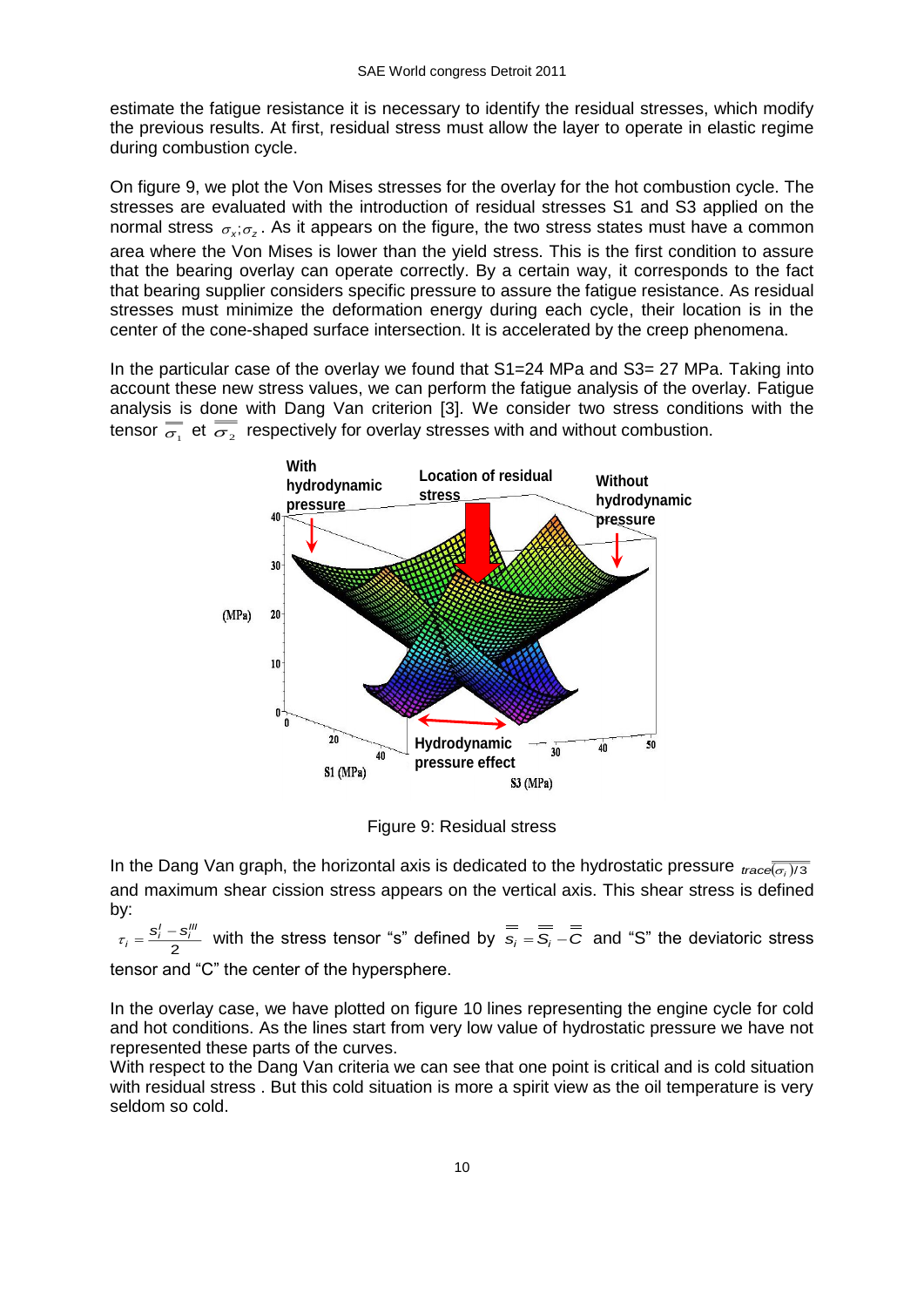estimate the fatigue resistance it is necessary to identify the residual stresses, which modify the previous results. At first, residual stress must allow the layer to operate in elastic regime during combustion cycle.

On figure 9, we plot the Von Mises stresses for the overlay for the hot combustion cycle. The stresses are evaluated with the introduction of residual stresses S1 and S3 applied on the normal stress $\sigma_x;\sigma_z$. As it appears on the figure, the two stress states must have a common area where the Von Mises is lower than the yield stress. This is the first condition to assure that the bearing overlay can operate correctly. By a certain way, it corresponds to the fact that bearing supplier considers specific pressure to assure the fatigue resistance. As residual stresses must minimize the deformation energy during each cycle, their location is in the center of the cone-shaped surface intersection. It is accelerated by the creep phenomena.

In the particular case of the overlay we found that S1=24 MPa and S3= 27 MPa. Taking into account these new stress values, we can perform the fatigue analysis of the overlay. Fatigue analysis is done with Dang Van criterion [3]. We consider two stress conditions with the tensor $\overline{\overline{\sigma_1}}$ et $\overline{\overline{\sigma_2}}$ respectively for overlay stresses with and without combustion.

Figure 9: Residual stress

In the Dang Van graph, the horizontal axis is dedicated to the hydrostatic pressure $trace\overline{\overline{(\sigma_i)}}/3$ and maximum shear cission stress appears on the vertical axis. This shear stress is defined by:

$\tau_i = \dfrac{s_i^I - s_i^{III}}{2}$ with the stress tensor "s" defined by $\overline{\overline{s_i}} = \overline{\overline{S_i}} - \overline{\overline{C}}$ and "S" the deviatoric stress tensor and "C" the center of the hypersphere.

In the overlay case, we have plotted on figure 10 lines representing the engine cycle for cold and hot conditions. As the lines start from very low value of hydrostatic pressure we have not represented these parts of the curves.

With respect to the Dang Van criteria we can see that one point is critical and is cold situation with residual stress . But this cold situation is more a spirit view as the oil temperature is very seldom so cold.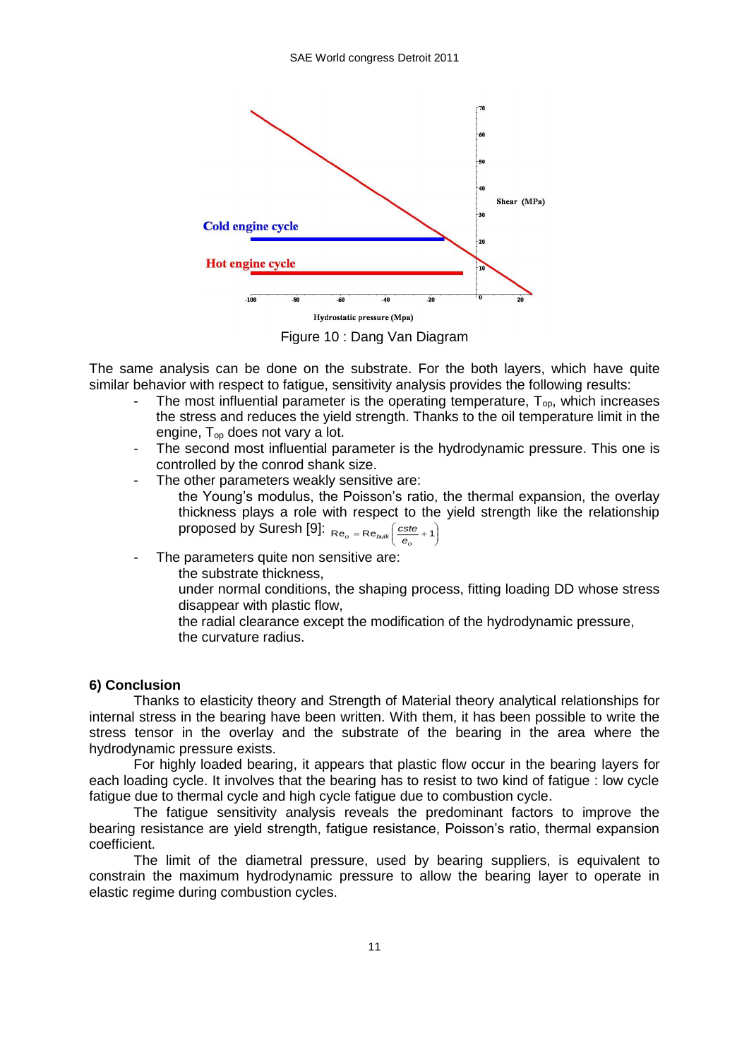Figure 10 : Dang Van Diagram

The same analysis can be done on the substrate. For the both layers, which have quite similar behavior with respect to fatigue, sensitivity analysis provides the following results:

- The most influential parameter is the operating temperature, $T_{op}$, which increases the stress and reduces the yield strength. Thanks to the oil temperature limit in the engine, $T_{op}$ does not vary a lot.
- The second most influential parameter is the hydrodynamic pressure. This one is controlled by the conrod shank size.
- The other parameters weakly sensitive are:

  the Young's modulus, the Poisson's ratio, the thermal expansion, the overlay thickness plays a role with respect to the yield strength like the relationship proposed by Suresh [9]: $\mathrm{Re}_o = \mathrm{Re}_{bulk}\left(\frac{cste}{e_o}+1\right)$

- The parameters quite non sensitive are:

  the substrate thickness,

  under normal conditions, the shaping process, fitting loading DD whose stress disappear with plastic flow,

  the radial clearance except the modification of the hydrodynamic pressure,

  the curvature radius.

## 6) Conclusion

Thanks to elasticity theory and Strength of Material theory analytical relationships for internal stress in the bearing have been written. With them, it has been possible to write the stress tensor in the overlay and the substrate of the bearing in the area where the hydrodynamic pressure exists.

For highly loaded bearing, it appears that plastic flow occur in the bearing layers for each loading cycle. It involves that the bearing has to resist to two kind of fatigue : low cycle fatigue due to thermal cycle and high cycle fatigue due to combustion cycle.

The fatigue sensitivity analysis reveals the predominant factors to improve the bearing resistance are yield strength, fatigue resistance, Poisson's ratio, thermal expansion coefficient.

The limit of the diametral pressure, used by bearing suppliers, is equivalent to constrain the maximum hydrodynamic pressure to allow the bearing layer to operate in elastic regime during combustion cycles.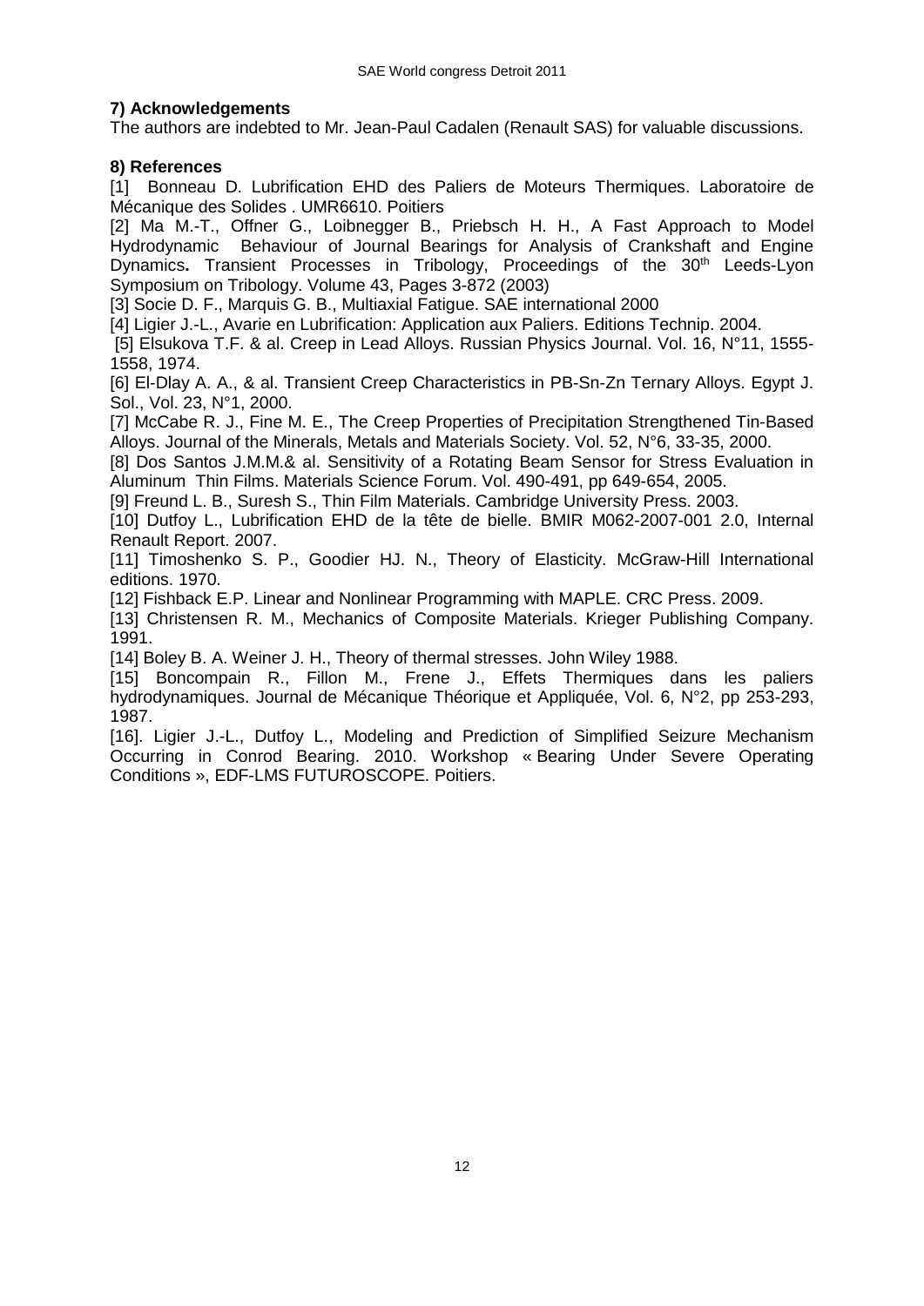## 7) Acknowledgements

The authors are indebted to Mr. Jean-Paul Cadalen (Renault SAS) for valuable discussions.

## 8) References

[1] Bonneau D. Lubrification EHD des Paliers de Moteurs Thermiques. Laboratoire de Mécanique des Solides . UMR6610. Poitiers

[2] Ma M.-T., Offner G., Loibnegger B., Priebsch H. H., A Fast Approach to Model Hydrodynamic Behaviour of Journal Bearings for Analysis of Crankshaft and Engine Dynamics**.** Transient Processes in Tribology, Proceedings of the 30th Leeds-Lyon Symposium on Tribology. Volume 43, Pages 3-872 (2003)

[3] Socie D. F., Marquis G. B., Multiaxial Fatigue. SAE international 2000

[4] Ligier J.-L., Avarie en Lubrification: Application aux Paliers. Editions Technip. 2004.

[5] Elsukova T.F. & al. Creep in Lead Alloys. Russian Physics Journal. Vol. 16, N°11, 1555-1558, 1974.

[6] El-Dlay A. A., & al. Transient Creep Characteristics in PB-Sn-Zn Ternary Alloys. Egypt J. Sol., Vol. 23, N°1, 2000.

[7] McCabe R. J., Fine M. E., The Creep Properties of Precipitation Strengthened Tin-Based Alloys. Journal of the Minerals, Metals and Materials Society. Vol. 52, N°6, 33-35, 2000.

[8] Dos Santos J.M.M.& al. Sensitivity of a Rotating Beam Sensor for Stress Evaluation in Aluminum Thin Films. Materials Science Forum. Vol. 490-491, pp 649-654, 2005.

[9] Freund L. B., Suresh S., Thin Film Materials. Cambridge University Press. 2003.

[10] Dutfoy L., Lubrification EHD de la tête de bielle. BMIR M062-2007-001 2.0, Internal Renault Report. 2007.

[11] Timoshenko S. P., Goodier HJ. N., Theory of Elasticity. McGraw-Hill International editions. 1970.

[12] Fishback E.P. Linear and Nonlinear Programming with MAPLE. CRC Press. 2009.

[13] Christensen R. M., Mechanics of Composite Materials. Krieger Publishing Company. 1991.

[14] Boley B. A. Weiner J. H., Theory of thermal stresses. John Wiley 1988.

[15] Boncompain R., Fillon M., Frene J., Effets Thermiques dans les paliers hydrodynamiques. Journal de Mécanique Théorique et Appliquée, Vol. 6, N°2, pp 253-293, 1987.

[16]. Ligier J.-L., Dutfoy L., Modeling and Prediction of Simplified Seizure Mechanism Occurring in Conrod Bearing. 2010. Workshop « Bearing Under Severe Operating Conditions », EDF-LMS FUTUROSCOPE. Poitiers.